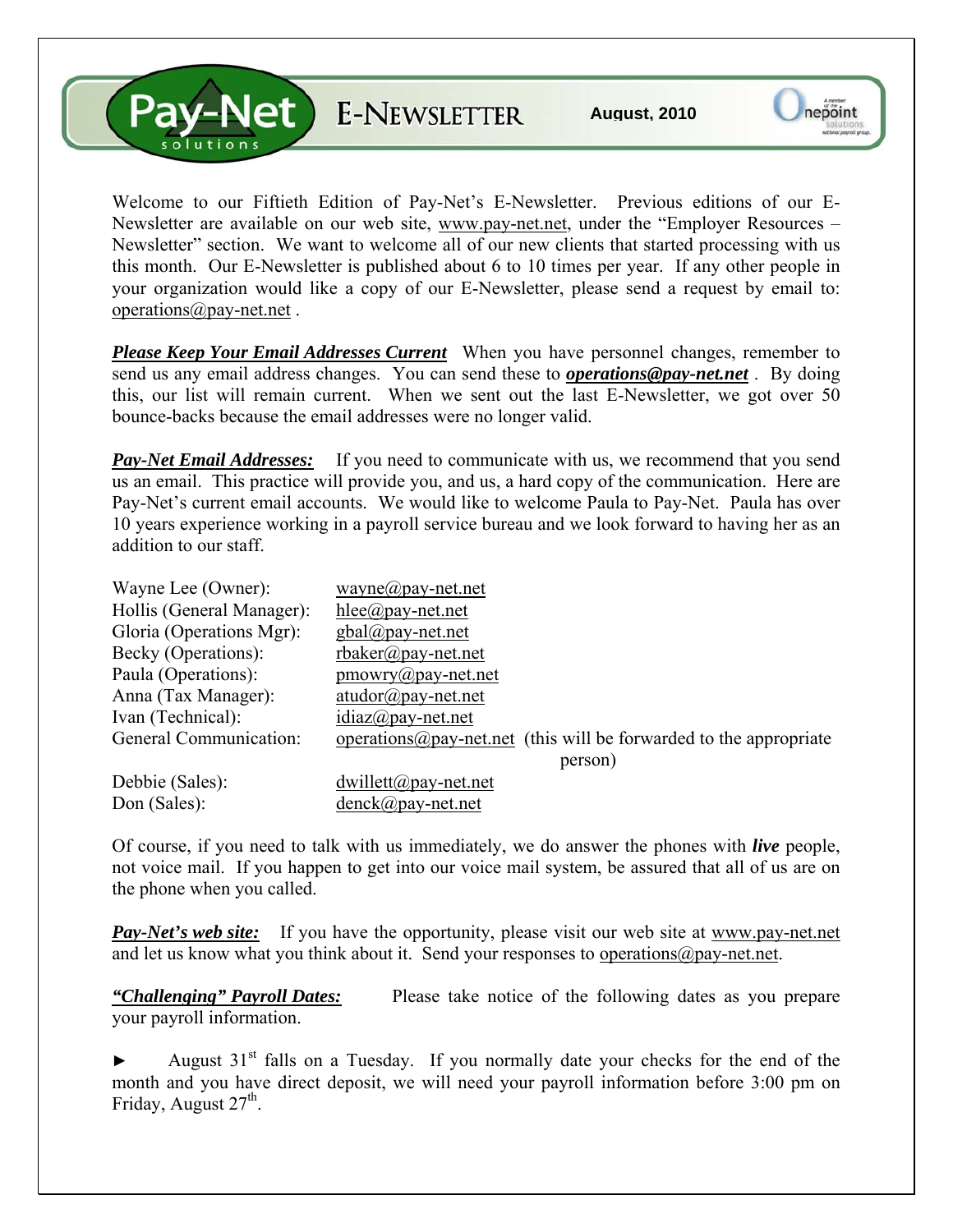# Pay-Net solutions E-NEWSLETTER

**August, 2010**

Welcome to our Fiftieth Edition of Pay-Net's E-Newsletter. Previous editions of our E-Newsletter are available on our web site, www.pay-net.net, under the "Employer Resources – Newsletter" section. We want to welcome all of our new clients that started processing with us this month. Our E-Newsletter is published about 6 to 10 times per year. If any other people in your organization would like a copy of our E-Newsletter, please send a request by email to: operations@pay-net.net .

***Please Keep Your Email Addresses Current*** When you have personnel changes, remember to send us any email address changes. You can send these to ***operations@pay-net.net*** . By doing this, our list will remain current. When we sent out the last E-Newsletter, we got over 50 bounce-backs because the email addresses were no longer valid.

***Pay-Net Email Addresses:*** If you need to communicate with us, we recommend that you send us an email. This practice will provide you, and us, a hard copy of the communication. Here are Pay-Net's current email accounts. We would like to welcome Paula to Pay-Net. Paula has over 10 years experience working in a payroll service bureau and we look forward to having her as an addition to our staff.

| | |
|---|---|
| Wayne Lee (Owner): | wayne@pay-net.net |
| Hollis (General Manager): | hlee@pay-net.net |
| Gloria (Operations Mgr): | gbal@pay-net.net |
| Becky (Operations): | rbaker@pay-net.net |
| Paula (Operations): | pmowry@pay-net.net |
| Anna (Tax Manager): | atudor@pay-net.net |
| Ivan (Technical): | idiaz@pay-net.net |
| General Communication: | operations@pay-net.net (this will be forwarded to the appropriate person) |
| Debbie (Sales): | dwillett@pay-net.net |
| Don (Sales): | denck@pay-net.net |

Of course, if you need to talk with us immediately, we do answer the phones with ***live*** people, not voice mail. If you happen to get into our voice mail system, be assured that all of us are on the phone when you called.

***Pay-Net's web site:*** If you have the opportunity, please visit our web site at www.pay-net.net and let us know what you think about it. Send your responses to operations@pay-net.net.

***"Challenging" Payroll Dates:*** Please take notice of the following dates as you prepare your payroll information.

► August 31st falls on a Tuesday. If you normally date your checks for the end of the month and you have direct deposit, we will need your payroll information before 3:00 pm on Friday, August 27th.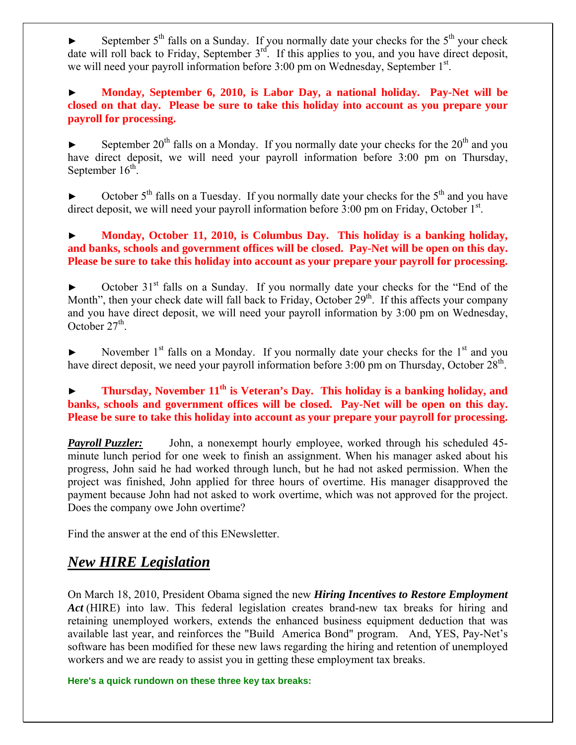► September 5th falls on a Sunday. If you normally date your checks for the 5th your check date will roll back to Friday, September 3rd. If this applies to you, and you have direct deposit, we will need your payroll information before 3:00 pm on Wednesday, September 1st.

► **Monday, September 6, 2010, is Labor Day, a national holiday. Pay-Net will be closed on that day. Please be sure to take this holiday into account as you prepare your payroll for processing.**

► September 20th falls on a Monday. If you normally date your checks for the 20th and you have direct deposit, we will need your payroll information before 3:00 pm on Thursday, September 16th.

► October 5th falls on a Tuesday. If you normally date your checks for the 5th and you have direct deposit, we will need your payroll information before 3:00 pm on Friday, October 1st.

► **Monday, October 11, 2010, is Columbus Day. This holiday is a banking holiday, and banks, schools and government offices will be closed. Pay-Net will be open on this day. Please be sure to take this holiday into account as your prepare your payroll for processing.**

► October 31st falls on a Sunday. If you normally date your checks for the "End of the Month", then your check date will fall back to Friday, October 29th. If this affects your company and you have direct deposit, we will need your payroll information by 3:00 pm on Wednesday, October 27th.

► November 1st falls on a Monday. If you normally date your checks for the 1st and you have direct deposit, we need your payroll information before 3:00 pm on Thursday, October 28th.

► **Thursday, November 11th is Veteran's Day. This holiday is a banking holiday, and banks, schools and government offices will be closed. Pay-Net will be open on this day. Please be sure to take this holiday into account as your prepare your payroll for processing.**

***Payroll Puzzler:*** John, a nonexempt hourly employee, worked through his scheduled 45-minute lunch period for one week to finish an assignment. When his manager asked about his progress, John said he had worked through lunch, but he had not asked permission. When the project was finished, John applied for three hours of overtime. His manager disapproved the payment because John had not asked to work overtime, which was not approved for the project. Does the company owe John overtime?

Find the answer at the end of this ENewsletter.

## *New HIRE Legislation*

On March 18, 2010, President Obama signed the new ***Hiring Incentives to Restore Employment Act*** (HIRE) into law. This federal legislation creates brand-new tax breaks for hiring and retaining unemployed workers, extends the enhanced business equipment deduction that was available last year, and reinforces the "Build America Bond" program. And, YES, Pay-Net's software has been modified for these new laws regarding the hiring and retention of unemployed workers and we are ready to assist you in getting these employment tax breaks.

**Here's a quick rundown on these three key tax breaks:**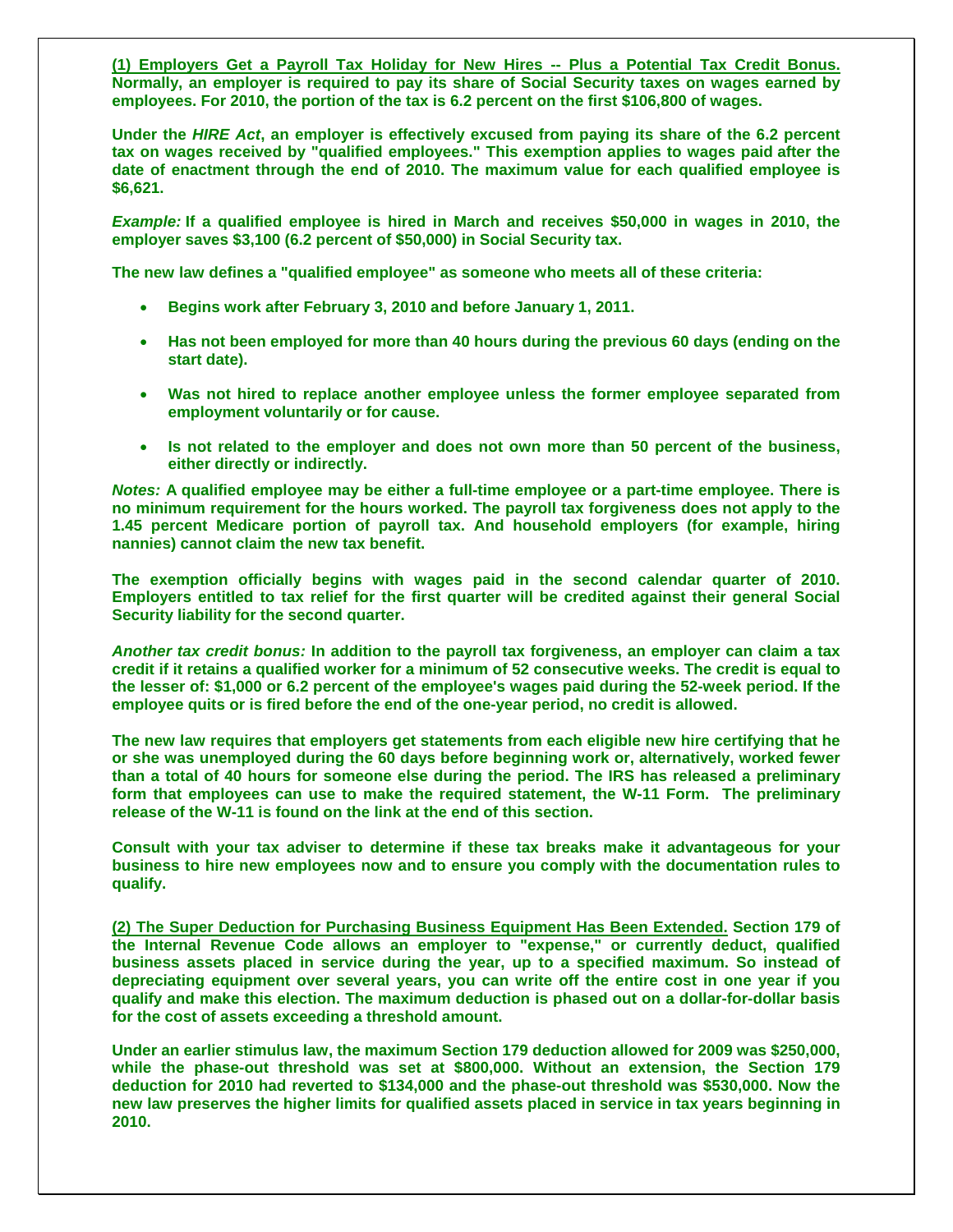**(1) Employers Get a Payroll Tax Holiday for New Hires -- Plus a Potential Tax Credit Bonus.** Normally, an employer is required to pay its share of Social Security taxes on wages earned by employees. For 2010, the portion of the tax is 6.2 percent on the first $106,800 of wages.

Under the *HIRE Act*, an employer is effectively excused from paying its share of the 6.2 percent tax on wages received by "qualified employees." This exemption applies to wages paid after the date of enactment through the end of 2010. The maximum value for each qualified employee is $6,621.

*Example:* If a qualified employee is hired in March and receives $50,000 in wages in 2010, the employer saves $3,100 (6.2 percent of $50,000) in Social Security tax.

The new law defines a "qualified employee" as someone who meets all of these criteria:

- Begins work after February 3, 2010 and before January 1, 2011.
- Has not been employed for more than 40 hours during the previous 60 days (ending on the start date).
- Was not hired to replace another employee unless the former employee separated from employment voluntarily or for cause.
- Is not related to the employer and does not own more than 50 percent of the business, either directly or indirectly.

*Notes:* A qualified employee may be either a full-time employee or a part-time employee. There is no minimum requirement for the hours worked. The payroll tax forgiveness does not apply to the 1.45 percent Medicare portion of payroll tax. And household employers (for example, hiring nannies) cannot claim the new tax benefit.

The exemption officially begins with wages paid in the second calendar quarter of 2010. Employers entitled to tax relief for the first quarter will be credited against their general Social Security liability for the second quarter.

*Another tax credit bonus:* In addition to the payroll tax forgiveness, an employer can claim a tax credit if it retains a qualified worker for a minimum of 52 consecutive weeks. The credit is equal to the lesser of: $1,000 or 6.2 percent of the employee's wages paid during the 52-week period. If the employee quits or is fired before the end of the one-year period, no credit is allowed.

The new law requires that employers get statements from each eligible new hire certifying that he or she was unemployed during the 60 days before beginning work or, alternatively, worked fewer than a total of 40 hours for someone else during the period. The IRS has released a preliminary form that employees can use to make the required statement, the W-11 Form. The preliminary release of the W-11 is found on the link at the end of this section.

Consult with your tax adviser to determine if these tax breaks make it advantageous for your business to hire new employees now and to ensure you comply with the documentation rules to qualify.

**(2) The Super Deduction for Purchasing Business Equipment Has Been Extended.** Section 179 of the Internal Revenue Code allows an employer to "expense," or currently deduct, qualified business assets placed in service during the year, up to a specified maximum. So instead of depreciating equipment over several years, you can write off the entire cost in one year if you qualify and make this election. The maximum deduction is phased out on a dollar-for-dollar basis for the cost of assets exceeding a threshold amount.

Under an earlier stimulus law, the maximum Section 179 deduction allowed for 2009 was $250,000, while the phase-out threshold was set at $800,000. Without an extension, the Section 179 deduction for 2010 had reverted to $134,000 and the phase-out threshold was $530,000. Now the new law preserves the higher limits for qualified assets placed in service in tax years beginning in 2010.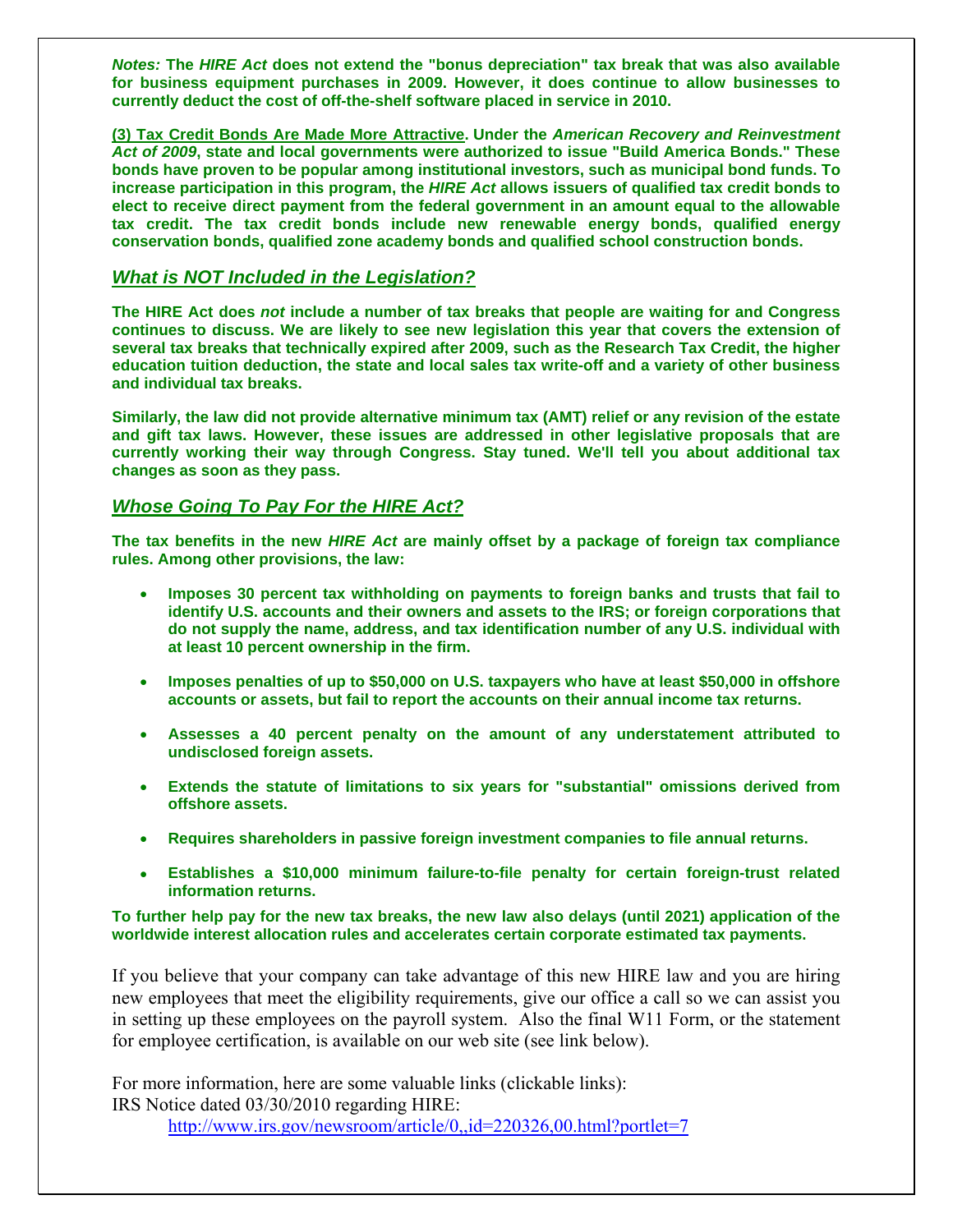***Notes:*** **The *HIRE Act* does not extend the "bonus depreciation" tax break that was also available for business equipment purchases in 2009. However, it does continue to allow businesses to currently deduct the cost of off-the-shelf software placed in service in 2010.**

**(3) Tax Credit Bonds Are Made More Attractive. Under the *American Recovery and Reinvestment Act of 2009*, state and local governments were authorized to issue "Build America Bonds." These bonds have proven to be popular among institutional investors, such as municipal bond funds. To increase participation in this program, the *HIRE Act* allows issuers of qualified tax credit bonds to elect to receive direct payment from the federal government in an amount equal to the allowable tax credit. The tax credit bonds include new renewable energy bonds, qualified energy conservation bonds, qualified zone academy bonds and qualified school construction bonds.**

## *What is NOT Included in the Legislation?*

**The HIRE Act does *not* include a number of tax breaks that people are waiting for and Congress continues to discuss. We are likely to see new legislation this year that covers the extension of several tax breaks that technically expired after 2009, such as the Research Tax Credit, the higher education tuition deduction, the state and local sales tax write-off and a variety of other business and individual tax breaks.**

**Similarly, the law did not provide alternative minimum tax (AMT) relief or any revision of the estate and gift tax laws. However, these issues are addressed in other legislative proposals that are currently working their way through Congress. Stay tuned. We'll tell you about additional tax changes as soon as they pass.**

## *Whose Going To Pay For the HIRE Act?*

**The tax benefits in the new *HIRE Act* are mainly offset by a package of foreign tax compliance rules. Among other provisions, the law:**

- **Imposes 30 percent tax withholding on payments to foreign banks and trusts that fail to identify U.S. accounts and their owners and assets to the IRS; or foreign corporations that do not supply the name, address, and tax identification number of any U.S. individual with at least 10 percent ownership in the firm.**
- **Imposes penalties of up to $50,000 on U.S. taxpayers who have at least $50,000 in offshore accounts or assets, but fail to report the accounts on their annual income tax returns.**
- **Assesses a 40 percent penalty on the amount of any understatement attributed to undisclosed foreign assets.**
- **Extends the statute of limitations to six years for "substantial" omissions derived from offshore assets.**
- **Requires shareholders in passive foreign investment companies to file annual returns.**
- **Establishes a $10,000 minimum failure-to-file penalty for certain foreign-trust related information returns.**

**To further help pay for the new tax breaks, the new law also delays (until 2021) application of the worldwide interest allocation rules and accelerates certain corporate estimated tax payments.**

If you believe that your company can take advantage of this new HIRE law and you are hiring new employees that meet the eligibility requirements, give our office a call so we can assist you in setting up these employees on the payroll system. Also the final W11 Form, or the statement for employee certification, is available on our web site (see link below).

For more information, here are some valuable links (clickable links):
IRS Notice dated 03/30/2010 regarding HIRE:

http://www.irs.gov/newsroom/article/0,,id=220326,00.html?portlet=7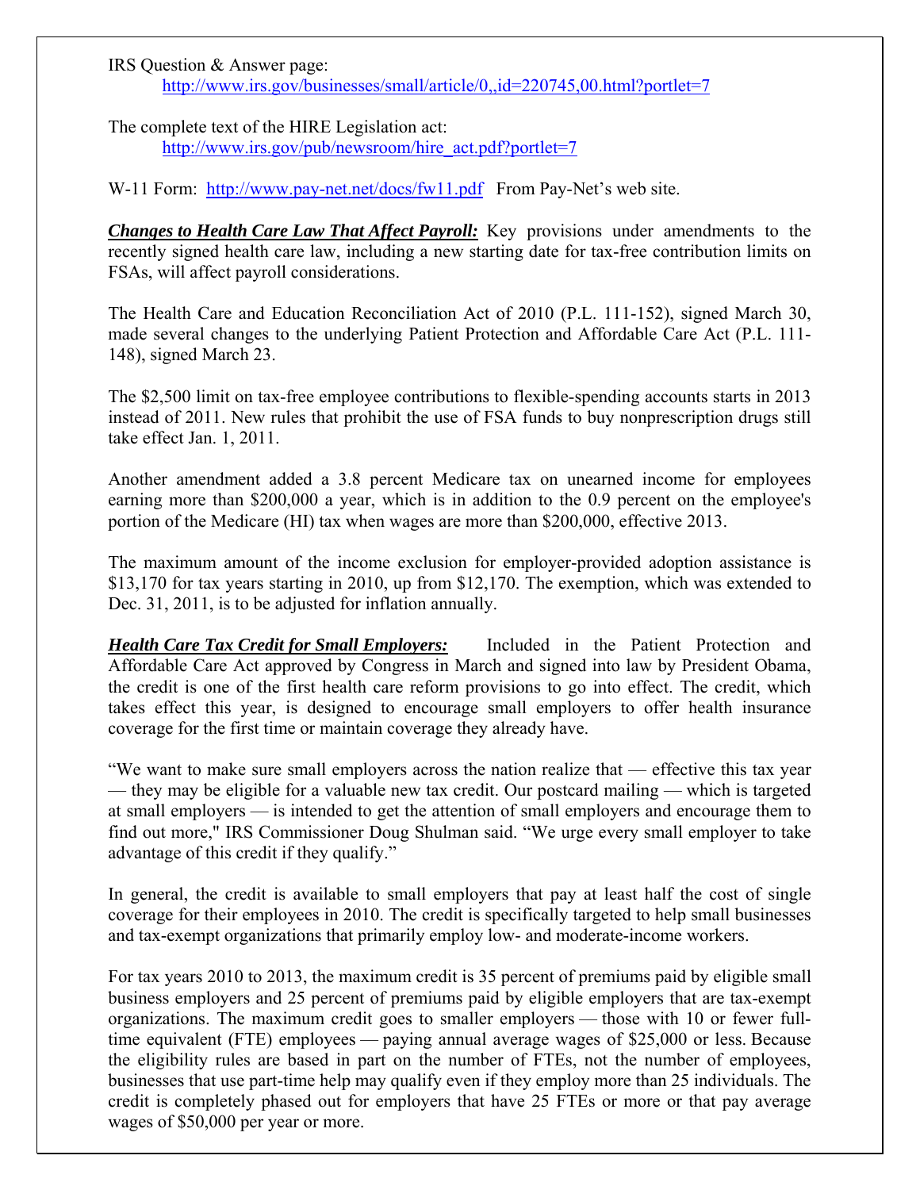IRS Question & Answer page:
[http://www.irs.gov/businesses/small/article/0,,id=220745,00.html?portlet=7](http://www.irs.gov/businesses/small/article/0,,id=220745,00.html?portlet=7)

The complete text of the HIRE Legislation act:
[http://www.irs.gov/pub/newsroom/hire_act.pdf?portlet=7](http://www.irs.gov/pub/newsroom/hire_act.pdf?portlet=7)

W-11 Form: [http://www.pay-net.net/docs/fw11.pdf](http://www.pay-net.net/docs/fw11.pdf) From Pay-Net's web site.

***Changes to Health Care Law That Affect Payroll:*** Key provisions under amendments to the recently signed health care law, including a new starting date for tax-free contribution limits on FSAs, will affect payroll considerations.

The Health Care and Education Reconciliation Act of 2010 (P.L. 111-152), signed March 30, made several changes to the underlying Patient Protection and Affordable Care Act (P.L. 111-148), signed March 23.

The $2,500 limit on tax-free employee contributions to flexible-spending accounts starts in 2013 instead of 2011. New rules that prohibit the use of FSA funds to buy nonprescription drugs still take effect Jan. 1, 2011.

Another amendment added a 3.8 percent Medicare tax on unearned income for employees earning more than $200,000 a year, which is in addition to the 0.9 percent on the employee's portion of the Medicare (HI) tax when wages are more than $200,000, effective 2013.

The maximum amount of the income exclusion for employer-provided adoption assistance is $13,170 for tax years starting in 2010, up from $12,170. The exemption, which was extended to Dec. 31, 2011, is to be adjusted for inflation annually.

***Health Care Tax Credit for Small Employers:*** Included in the Patient Protection and Affordable Care Act approved by Congress in March and signed into law by President Obama, the credit is one of the first health care reform provisions to go into effect. The credit, which takes effect this year, is designed to encourage small employers to offer health insurance coverage for the first time or maintain coverage they already have.

"We want to make sure small employers across the nation realize that — effective this tax year — they may be eligible for a valuable new tax credit. Our postcard mailing — which is targeted at small employers — is intended to get the attention of small employers and encourage them to find out more," IRS Commissioner Doug Shulman said. "We urge every small employer to take advantage of this credit if they qualify."

In general, the credit is available to small employers that pay at least half the cost of single coverage for their employees in 2010. The credit is specifically targeted to help small businesses and tax-exempt organizations that primarily employ low- and moderate-income workers.

For tax years 2010 to 2013, the maximum credit is 35 percent of premiums paid by eligible small business employers and 25 percent of premiums paid by eligible employers that are tax-exempt organizations. The maximum credit goes to smaller employers — those with 10 or fewer full-time equivalent (FTE) employees — paying annual average wages of $25,000 or less. Because the eligibility rules are based in part on the number of FTEs, not the number of employees, businesses that use part-time help may qualify even if they employ more than 25 individuals. The credit is completely phased out for employers that have 25 FTEs or more or that pay average wages of $50,000 per year or more.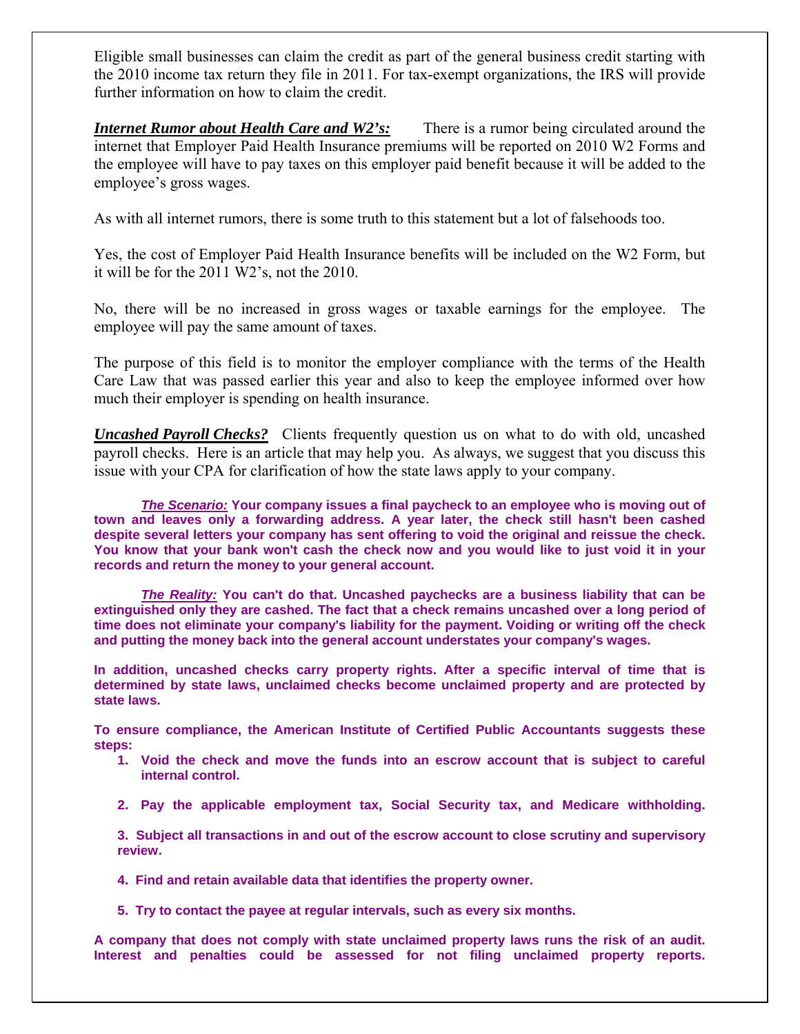Eligible small businesses can claim the credit as part of the general business credit starting with the 2010 income tax return they file in 2011. For tax-exempt organizations, the IRS will provide further information on how to claim the credit.

***Internet Rumor about Health Care and W2's:*** There is a rumor being circulated around the internet that Employer Paid Health Insurance premiums will be reported on 2010 W2 Forms and the employee will have to pay taxes on this employer paid benefit because it will be added to the employee's gross wages.

As with all internet rumors, there is some truth to this statement but a lot of falsehoods too.

Yes, the cost of Employer Paid Health Insurance benefits will be included on the W2 Form, but it will be for the 2011 W2's, not the 2010.

No, there will be no increased in gross wages or taxable earnings for the employee. The employee will pay the same amount of taxes.

The purpose of this field is to monitor the employer compliance with the terms of the Health Care Law that was passed earlier this year and also to keep the employee informed over how much their employer is spending on health insurance.

***Uncashed Payroll Checks?*** Clients frequently question us on what to do with old, uncashed payroll checks. Here is an article that may help you. As always, we suggest that you discuss this issue with your CPA for clarification of how the state laws apply to your company.

***The Scenario:*** **Your company issues a final paycheck to an employee who is moving out of town and leaves only a forwarding address. A year later, the check still hasn't been cashed despite several letters your company has sent offering to void the original and reissue the check. You know that your bank won't cash the check now and you would like to just void it in your records and return the money to your general account.**

***The Reality:*** **You can't do that. Uncashed paychecks are a business liability that can be extinguished only they are cashed. The fact that a check remains uncashed over a long period of time does not eliminate your company's liability for the payment. Voiding or writing off the check and putting the money back into the general account understates your company's wages.**

**In addition, uncashed checks carry property rights. After a specific interval of time that is determined by state laws, unclaimed checks become unclaimed property and are protected by state laws.**

**To ensure compliance, the American Institute of Certified Public Accountants suggests these steps:**

1. **Void the check and move the funds into an escrow account that is subject to careful internal control.**
2. **Pay the applicable employment tax, Social Security tax, and Medicare withholding.**
3. **Subject all transactions in and out of the escrow account to close scrutiny and supervisory review.**
4. **Find and retain available data that identifies the property owner.**
5. **Try to contact the payee at regular intervals, such as every six months.**

**A company that does not comply with state unclaimed property laws runs the risk of an audit. Interest and penalties could be assessed for not filing unclaimed property reports.**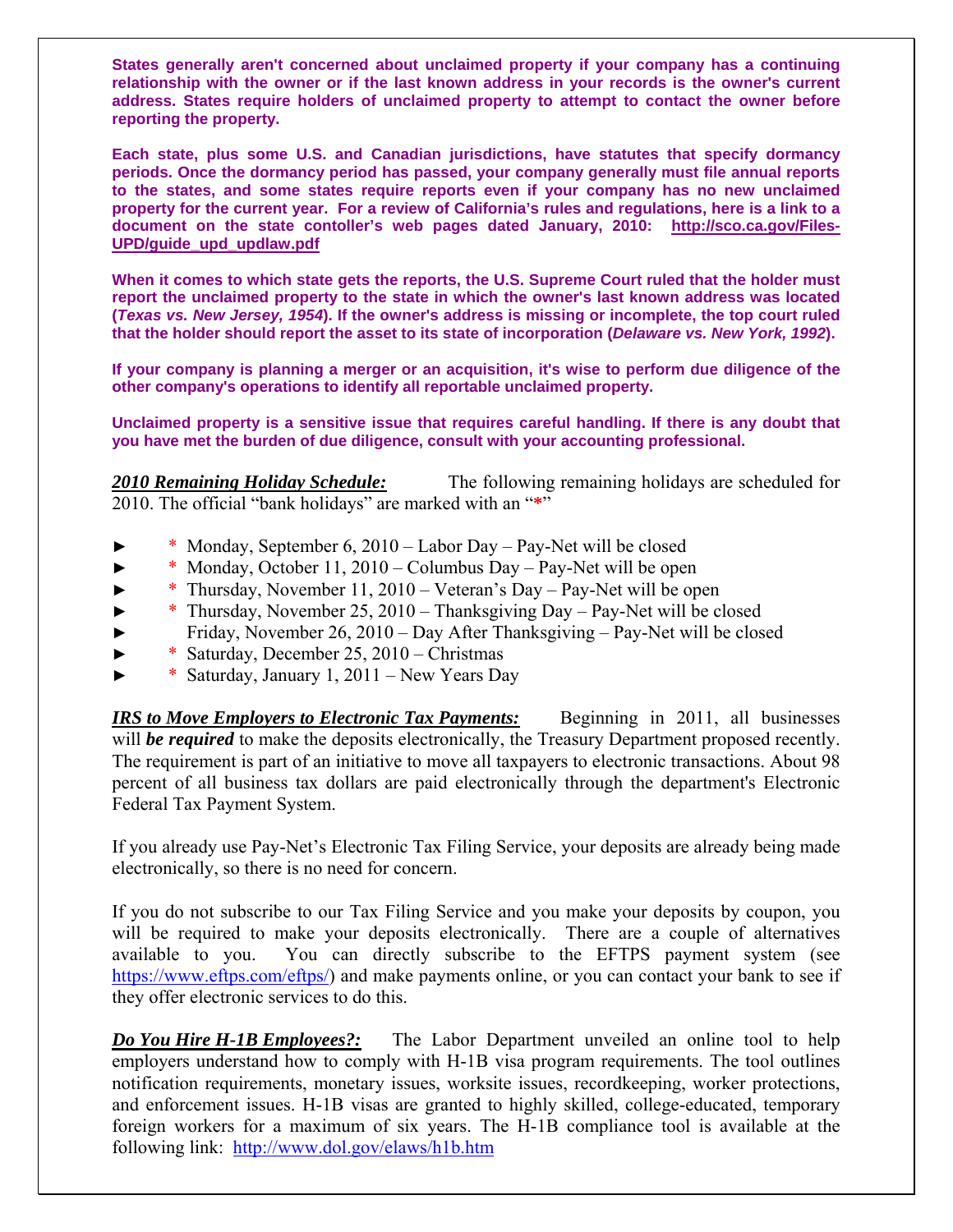**States generally aren't concerned about unclaimed property if your company has a continuing relationship with the owner or if the last known address in your records is the owner's current address. States require holders of unclaimed property to attempt to contact the owner before reporting the property.**

**Each state, plus some U.S. and Canadian jurisdictions, have statutes that specify dormancy periods. Once the dormancy period has passed, your company generally must file annual reports to the states, and some states require reports even if your company has no new unclaimed property for the current year. For a review of California's rules and regulations, here is a link to a document on the state contoller's web pages dated January, 2010: http://sco.ca.gov/Files-UPD/guide_upd_updlaw.pdf**

**When it comes to which state gets the reports, the U.S. Supreme Court ruled that the holder must report the unclaimed property to the state in which the owner's last known address was located (*Texas vs. New Jersey, 1954*). If the owner's address is missing or incomplete, the top court ruled that the holder should report the asset to its state of incorporation (*Delaware vs. New York, 1992*).**

**If your company is planning a merger or an acquisition, it's wise to perform due diligence of the other company's operations to identify all reportable unclaimed property.**

**Unclaimed property is a sensitive issue that requires careful handling. If there is any doubt that you have met the burden of due diligence, consult with your accounting professional.**

***2010 Remaining Holiday Schedule:*** The following remaining holidays are scheduled for 2010. The official "bank holidays" are marked with an "*"

- * Monday, September 6, 2010 – Labor Day – Pay-Net will be closed
- * Monday, October 11, 2010 – Columbus Day – Pay-Net will be open
- * Thursday, November 11, 2010 – Veteran's Day – Pay-Net will be open
- * Thursday, November 25, 2010 – Thanksgiving Day – Pay-Net will be closed
- Friday, November 26, 2010 – Day After Thanksgiving – Pay-Net will be closed
- * Saturday, December 25, 2010 – Christmas
- * Saturday, January 1, 2011 – New Years Day

***IRS to Move Employers to Electronic Tax Payments:*** Beginning in 2011, all businesses will ***be required*** to make the deposits electronically, the Treasury Department proposed recently. The requirement is part of an initiative to move all taxpayers to electronic transactions. About 98 percent of all business tax dollars are paid electronically through the department's Electronic Federal Tax Payment System.

If you already use Pay-Net's Electronic Tax Filing Service, your deposits are already being made electronically, so there is no need for concern.

If you do not subscribe to our Tax Filing Service and you make your deposits by coupon, you will be required to make your deposits electronically. There are a couple of alternatives available to you. You can directly subscribe to the EFTPS payment system (see https://www.eftps.com/eftps/) and make payments online, or you can contact your bank to see if they offer electronic services to do this.

***Do You Hire H-1B Employees?:*** The Labor Department unveiled an online tool to help employers understand how to comply with H-1B visa program requirements. The tool outlines notification requirements, monetary issues, worksite issues, recordkeeping, worker protections, and enforcement issues. H-1B visas are granted to highly skilled, college-educated, temporary foreign workers for a maximum of six years. The H-1B compliance tool is available at the following link: http://www.dol.gov/elaws/h1b.htm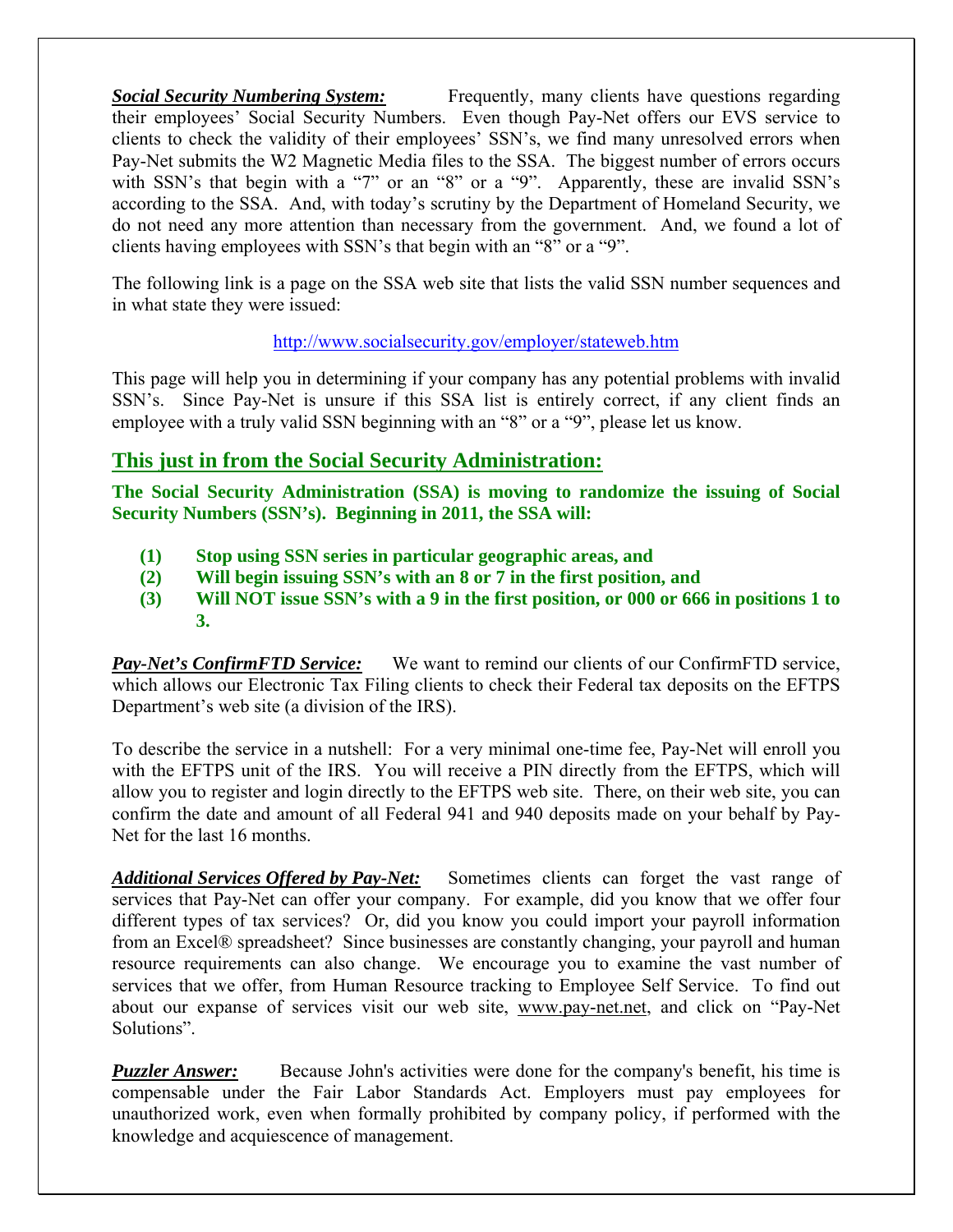***<u>Social Security Numbering System:</u>*** Frequently, many clients have questions regarding their employees' Social Security Numbers. Even though Pay-Net offers our EVS service to clients to check the validity of their employees' SSN's, we find many unresolved errors when Pay-Net submits the W2 Magnetic Media files to the SSA. The biggest number of errors occurs with SSN's that begin with a "7" or an "8" or a "9". Apparently, these are invalid SSN's according to the SSA. And, with today's scrutiny by the Department of Homeland Security, we do not need any more attention than necessary from the government. And, we found a lot of clients having employees with SSN's that begin with an "8" or a "9".

The following link is a page on the SSA web site that lists the valid SSN number sequences and in what state they were issued:

http://www.socialsecurity.gov/employer/stateweb.htm

This page will help you in determining if your company has any potential problems with invalid SSN's. Since Pay-Net is unsure if this SSA list is entirely correct, if any client finds an employee with a truly valid SSN beginning with an "8" or a "9", please let us know.

## <u>This just in from the Social Security Administration:</u>

**The Social Security Administration (SSA) is moving to randomize the issuing of Social Security Numbers (SSN's). Beginning in 2011, the SSA will:**

**(1) Stop using SSN series in particular geographic areas, and**
**(2) Will begin issuing SSN's with an 8 or 7 in the first position, and**
**(3) Will NOT issue SSN's with a 9 in the first position, or 000 or 666 in positions 1 to 3.**

***<u>Pay-Net's ConfirmFTD Service:</u>*** We want to remind our clients of our ConfirmFTD service, which allows our Electronic Tax Filing clients to check their Federal tax deposits on the EFTPS Department's web site (a division of the IRS).

To describe the service in a nutshell: For a very minimal one-time fee, Pay-Net will enroll you with the EFTPS unit of the IRS. You will receive a PIN directly from the EFTPS, which will allow you to register and login directly to the EFTPS web site. There, on their web site, you can confirm the date and amount of all Federal 941 and 940 deposits made on your behalf by Pay-Net for the last 16 months.

***<u>Additional Services Offered by Pay-Net:</u>*** Sometimes clients can forget the vast range of services that Pay-Net can offer your company. For example, did you know that we offer four different types of tax services? Or, did you know you could import your payroll information from an Excel® spreadsheet? Since businesses are constantly changing, your payroll and human resource requirements can also change. We encourage you to examine the vast number of services that we offer, from Human Resource tracking to Employee Self Service. To find out about our expanse of services visit our web site, www.pay-net.net, and click on "Pay-Net Solutions".

***<u>Puzzler Answer:</u>*** Because John's activities were done for the company's benefit, his time is compensable under the Fair Labor Standards Act. Employers must pay employees for unauthorized work, even when formally prohibited by company policy, if performed with the knowledge and acquiescence of management.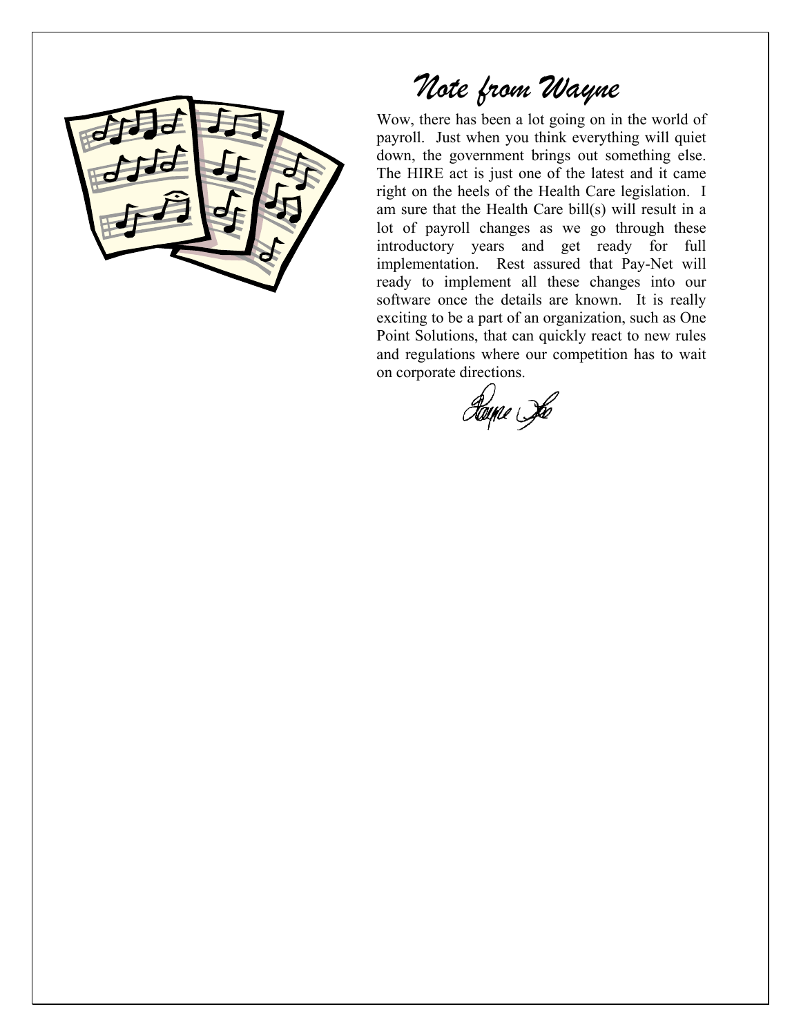# *Note from Wayne*

Wow, there has been a lot going on in the world of payroll. Just when you think everything will quiet down, the government brings out something else. The HIRE act is just one of the latest and it came right on the heels of the Health Care legislation. I am sure that the Health Care bill(s) will result in a lot of payroll changes as we go through these introductory years and get ready for full implementation. Rest assured that Pay-Net will ready to implement all these changes into our software once the details are known. It is really exciting to be a part of an organization, such as One Point Solutions, that can quickly react to new rules and regulations where our competition has to wait on corporate directions.

Wayne Joe